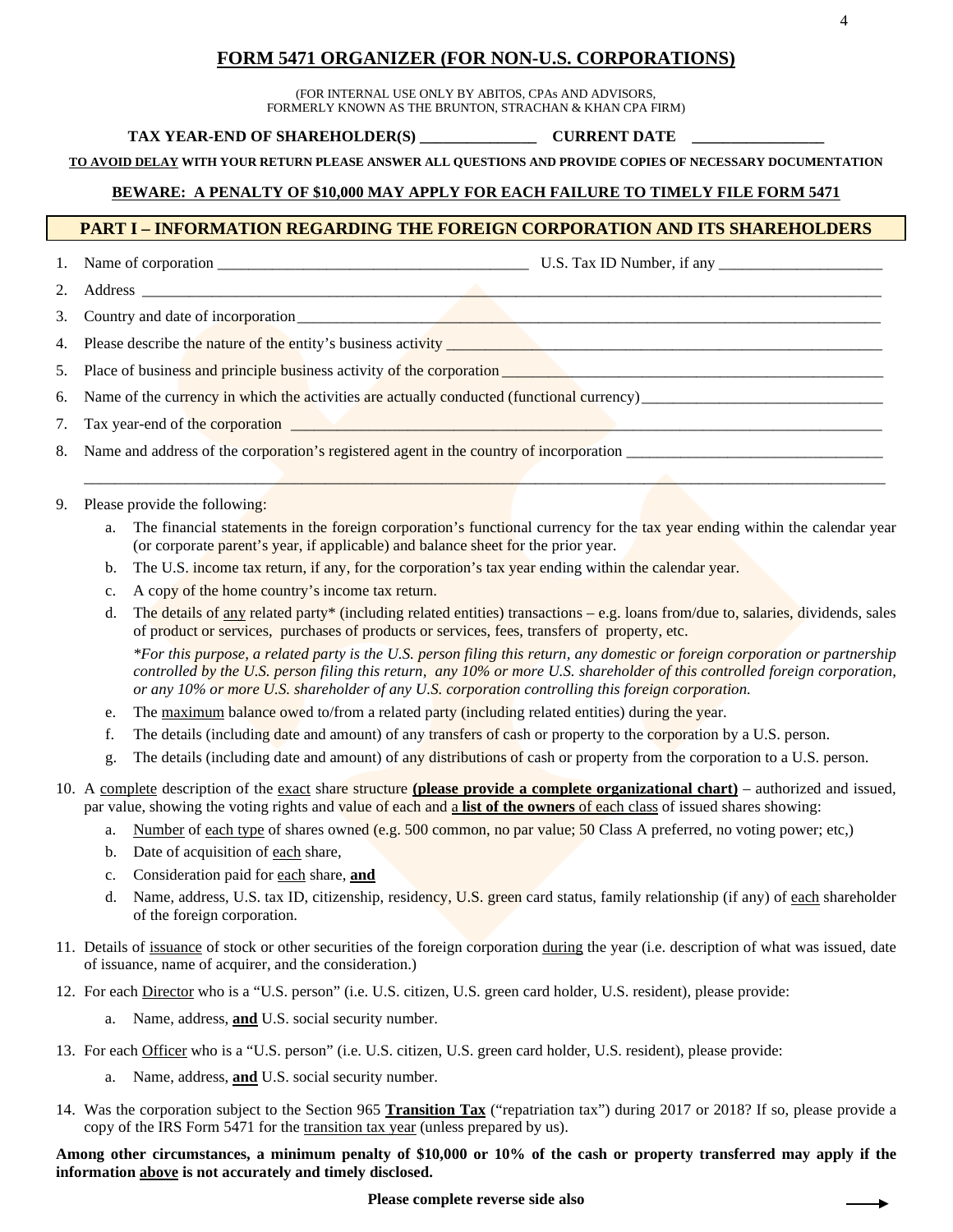# FORM 5471 ORGANIZER (FOR NON-U.S. CORPORATIONS)

(FOR INTERNAL USE ONLY BY ABITOS, CPAs AND ADVISORS,
FORMERLY KNOWN AS THE BRUNTON, STRACHAN & KHAN CPA FIRM)

**TAX YEAR-END OF SHAREHOLDER(S) _______________ CURRENT DATE _________________**

**TO AVOID DELAY WITH YOUR RETURN PLEASE ANSWER ALL QUESTIONS AND PROVIDE COPIES OF NECESSARY DOCUMENTATION**

**BEWARE: A PENALTY OF $10,000 MAY APPLY FOR EACH FAILURE TO TIMELY FILE FORM 5471**

## PART I – INFORMATION REGARDING THE FOREIGN CORPORATION AND ITS SHAREHOLDERS

1. Name of corporation _________________________________________ U.S. Tax ID Number, if any ______________________
2. Address ______________________________________________________________________________________________
3. Country and date of incorporation______________________________________________________________________
4. Please describe the nature of the entity's business activity ___________________________________________________
5. Place of business and principle business activity of the corporation ____________________________________________
6. Name of the currency in which the activities are actually conducted (functional currency)_______________________________
7. Tax year-end of the corporation ________________________________________________________________________
8. Name and address of the corporation's registered agent in the country of incorporation _________________________________
   ______________________________________________________________________________________________________
9. Please provide the following:
   a. The financial statements in the foreign corporation's functional currency for the tax year ending within the calendar year (or corporate parent's year, if applicable) and balance sheet for the prior year.
   b. The U.S. income tax return, if any, for the corporation's tax year ending within the calendar year.
   c. A copy of the home country's income tax return.
   d. The details of any related party* (including related entities) transactions – e.g. loans from/due to, salaries, dividends, sales of product or services, purchases of products or services, fees, transfers of property, etc.

      *\*For this purpose, a related party is the U.S. person filing this return, any domestic or foreign corporation or partnership controlled by the U.S. person filing this return, any 10% or more U.S. shareholder of this controlled foreign corporation, or any 10% or more U.S. shareholder of any U.S. corporation controlling this foreign corporation.*
   e. The maximum balance owed to/from a related party (including related entities) during the year.
   f. The details (including date and amount) of any transfers of cash or property to the corporation by a U.S. person.
   g. The details (including date and amount) of any distributions of cash or property from the corporation to a U.S. person.
10. A complete description of the exact share structure **(please provide a complete organizational chart)** – authorized and issued, par value, showing the voting rights and value of each and a **list of the owners** of each class of issued shares showing:
    a. Number of each type of shares owned (e.g. 500 common, no par value; 50 Class A preferred, no voting power; etc,)
    b. Date of acquisition of each share,
    c. Consideration paid for each share, **and**
    d. Name, address, U.S. tax ID, citizenship, residency, U.S. green card status, family relationship (if any) of each shareholder of the foreign corporation.
11. Details of issuance of stock or other securities of the foreign corporation during the year (i.e. description of what was issued, date of issuance, name of acquirer, and the consideration.)
12. For each Director who is a "U.S. person" (i.e. U.S. citizen, U.S. green card holder, U.S. resident), please provide:
    a. Name, address, **and** U.S. social security number.
13. For each Officer who is a "U.S. person" (i.e. U.S. citizen, U.S. green card holder, U.S. resident), please provide:
    a. Name, address, **and** U.S. social security number.
14. Was the corporation subject to the Section 965 **Transition Tax** ("repatriation tax") during 2017 or 2018? If so, please provide a copy of the IRS Form 5471 for the transition tax year (unless prepared by us).

**Among other circumstances, a minimum penalty of $10,000 or 10% of the cash or property transferred may apply if the information above is not accurately and timely disclosed.**

**Please complete reverse side also** →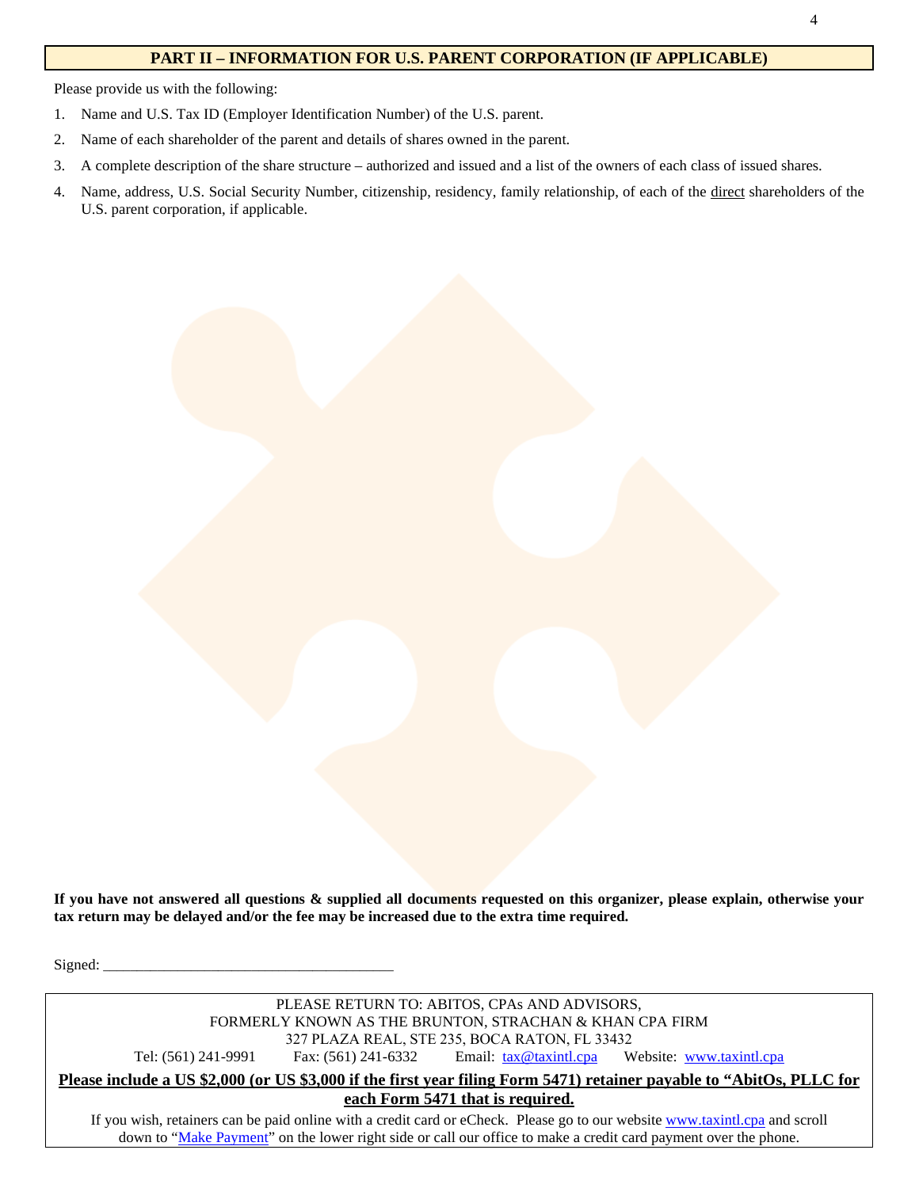## PART II – INFORMATION FOR U.S. PARENT CORPORATION (IF APPLICABLE)

Please provide us with the following:

1. Name and U.S. Tax ID (Employer Identification Number) of the U.S. parent.
2. Name of each shareholder of the parent and details of shares owned in the parent.
3. A complete description of the share structure – authorized and issued and a list of the owners of each class of issued shares.
4. Name, address, U.S. Social Security Number, citizenship, residency, family relationship, of each of the direct shareholders of the U.S. parent corporation, if applicable.

**If you have not answered all questions & supplied all documents requested on this organizer, please explain, otherwise your tax return may be delayed and/or the fee may be increased due to the extra time required.**

Signed: ______________________________________

PLEASE RETURN TO: ABITOS, CPAs AND ADVISORS,
FORMERLY KNOWN AS THE BRUNTON, STRACHAN & KHAN CPA FIRM
327 PLAZA REAL, STE 235, BOCA RATON, FL 33432
Tel: (561) 241-9991 Fax: (561) 241-6332 Email: tax@taxintl.cpa Website: www.taxintl.cpa

**Please include a US $2,000 (or US $3,000 if the first year filing Form 5471) retainer payable to "AbitOs, PLLC for each Form 5471 that is required.**

If you wish, retainers can be paid online with a credit card or eCheck. Please go to our website www.taxintl.cpa and scroll down to "Make Payment" on the lower right side or call our office to make a credit card payment over the phone.